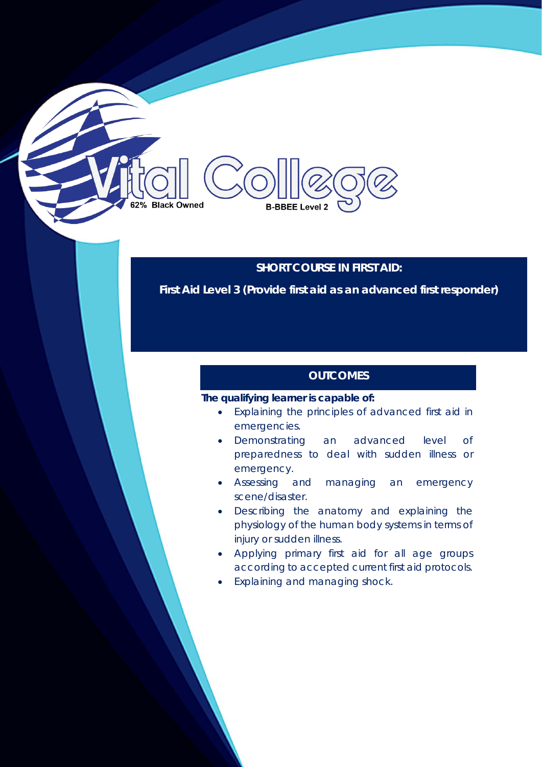Vital College

62% Black Owned

B-BBEE Level 2

## SHORT COURSE IN FIRST AID:

**First Aid Level 3 (Provide first aid as an advanced first responder)**

### OUTCOMES

**The qualifying learner is capable of:**

- Explaining the principles of advanced first aid in emergencies.
- Demonstrating an advanced level of preparedness to deal with sudden illness or emergency.
- Assessing and managing an emergency scene/disaster.
- Describing the anatomy and explaining the physiology of the human body systems in terms of injury or sudden illness.
- Applying primary first aid for all age groups according to accepted current first aid protocols.
- Explaining and managing shock.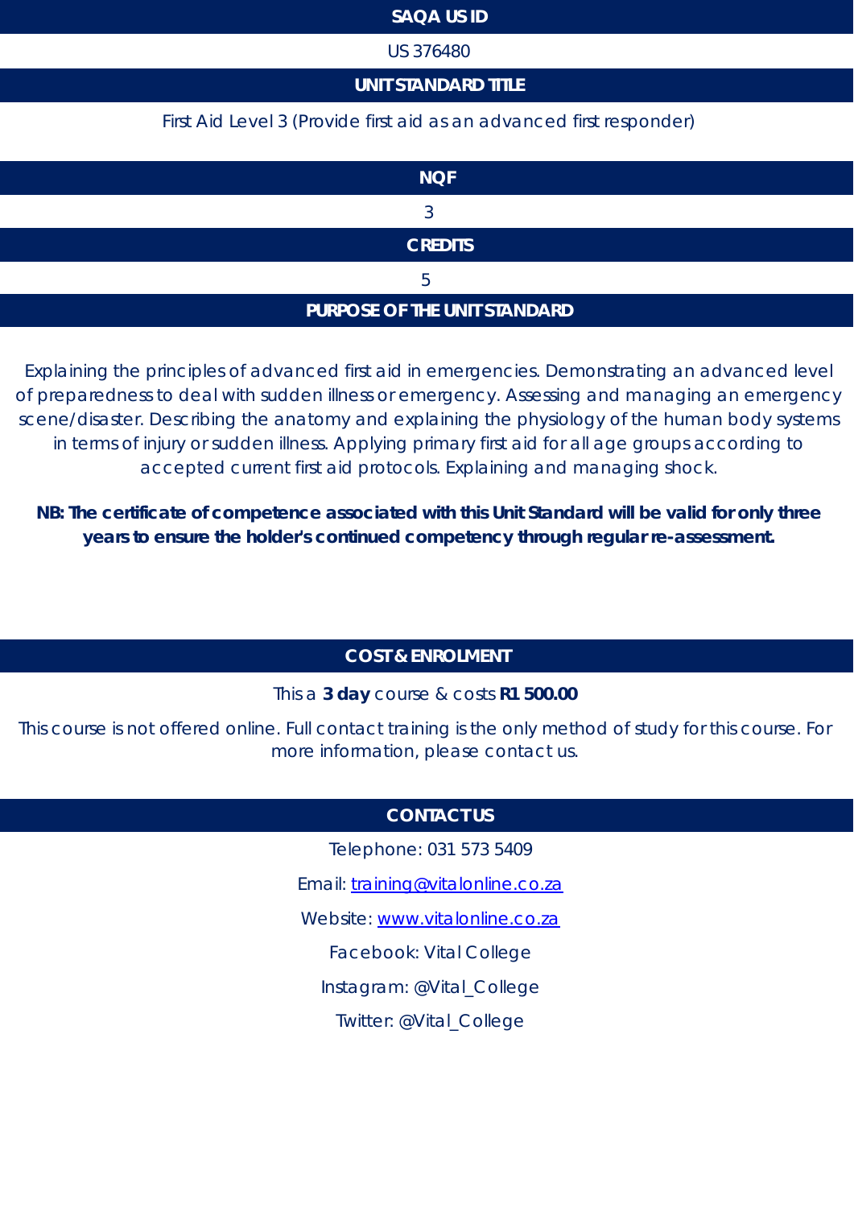## SAQA US ID

US 376480

## UNIT STANDARD TITLE

First Aid Level 3 (Provide first aid as an advanced first responder)

## NQF

3

## CREDITS

5

## PURPOSE OF THE UNIT STANDARD

Explaining the principles of advanced first aid in emergencies. Demonstrating an advanced level of preparedness to deal with sudden illness or emergency. Assessing and managing an emergency scene/disaster. Describing the anatomy and explaining the physiology of the human body systems in terms of injury or sudden illness. Applying primary first aid for all age groups according to accepted current first aid protocols. Explaining and managing shock.

**NB: The certificate of competence associated with this Unit Standard will be valid for only three years to ensure the holder's continued competency through regular re-assessment.**

## COST & ENROLMENT

This a **3 day** course & costs **R1 500.00**

This course is not offered online. Full contact training is the only method of study for this course. For more information, please contact us.

## CONTACT US

Telephone: 031 573 5409

Email: training@vitalonline.co.za

Website: www.vitalonline.co.za

Facebook: Vital College

Instagram: @Vital_College

Twitter: @Vital_College